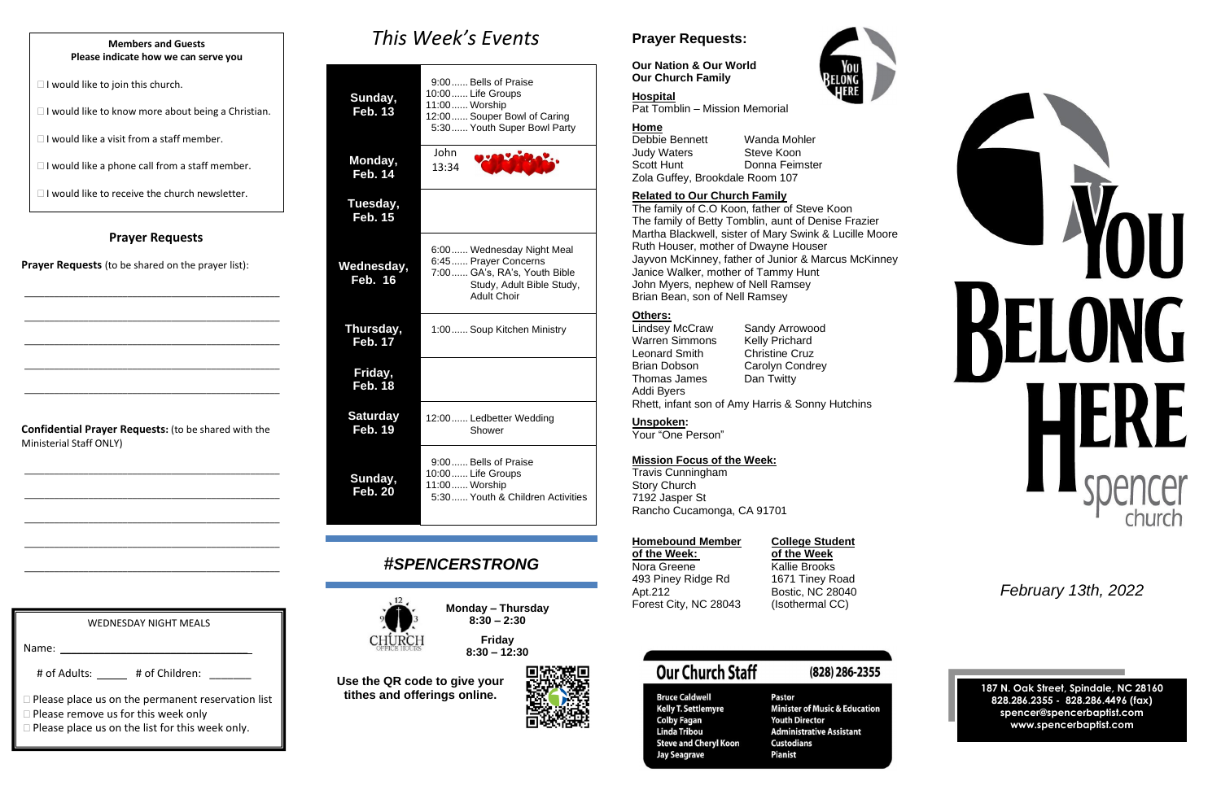**Members and Guests**
**Please indicate how we can serve you**

- ☐ I would like to join this church.
- ☐ I would like to know more about being a Christian.
- ☐ I would like a visit from a staff member.
- ☐ I would like a phone call from a staff member.
- ☐ I would like to receive the church newsletter.

## Prayer Requests

**Prayer Requests** (to be shared on the prayer list):

\_\_\_\_\_\_\_\_\_\_\_\_\_\_\_\_\_\_\_\_\_\_\_\_\_\_\_\_\_\_\_\_\_\_\_\_\_\_\_\_

\_\_\_\_\_\_\_\_\_\_\_\_\_\_\_\_\_\_\_\_\_\_\_\_\_\_\_\_\_\_\_\_\_\_\_\_\_\_\_\_

\_\_\_\_\_\_\_\_\_\_\_\_\_\_\_\_\_\_\_\_\_\_\_\_\_\_\_\_\_\_\_\_\_\_\_\_\_\_\_\_

\_\_\_\_\_\_\_\_\_\_\_\_\_\_\_\_\_\_\_\_\_\_\_\_\_\_\_\_\_\_\_\_\_\_\_\_\_\_\_\_

\_\_\_\_\_\_\_\_\_\_\_\_\_\_\_\_\_\_\_\_\_\_\_\_\_\_\_\_\_\_\_\_\_\_\_\_\_\_\_\_

**Confidential Prayer Requests:** (to be shared with the Ministerial Staff ONLY)

\_\_\_\_\_\_\_\_\_\_\_\_\_\_\_\_\_\_\_\_\_\_\_\_\_\_\_\_\_\_\_\_\_\_\_\_\_\_\_\_

\_\_\_\_\_\_\_\_\_\_\_\_\_\_\_\_\_\_\_\_\_\_\_\_\_\_\_\_\_\_\_\_\_\_\_\_\_\_\_\_

\_\_\_\_\_\_\_\_\_\_\_\_\_\_\_\_\_\_\_\_\_\_\_\_\_\_\_\_\_\_\_\_\_\_\_\_\_\_\_\_

\_\_\_\_\_\_\_\_\_\_\_\_\_\_\_\_\_\_\_\_\_\_\_\_\_\_\_\_\_\_\_\_\_\_\_\_\_\_\_\_

\_\_\_\_\_\_\_\_\_\_\_\_\_\_\_\_\_\_\_\_\_\_\_\_\_\_\_\_\_\_\_\_\_\_\_\_\_\_\_\_

WEDNESDAY NIGHT MEALS

Name: \_\_\_\_\_\_\_\_\_\_\_\_\_\_\_\_\_\_\_\_\_\_\_\_\_\_\_\_

# of Adults: \_\_\_\_\_ # of Children: \_\_\_\_\_\_\_

- ☐ Please place us on the permanent reservation list
- ☐ Please remove us for this week only
- ☐ Please place us on the list for this week only.

# *This Week's Events*

| Day | Events |
|---|---|
| **Sunday, Feb. 13** | 9:00...... Bells of Praise<br>10:00...... Life Groups<br>11:00...... Worship<br>12:00...... Souper Bowl of Caring<br>5:30...... Youth Super Bowl Party |
| **Monday, Feb. 14** | John 13:34 |
| **Tuesday, Feb. 15** | |
| **Wednesday, Feb. 16** | 6:00...... Wednesday Night Meal<br>6:45...... Prayer Concerns<br>7:00...... GA's, RA's, Youth Bible Study, Adult Bible Study, Adult Choir |
| **Thursday, Feb. 17** | 1:00...... Soup Kitchen Ministry |
| **Friday, Feb. 18** | |
| **Saturday Feb. 19** | 12:00...... Ledbetter Wedding Shower |
| **Sunday, Feb. 20** | 9:00...... Bells of Praise<br>10:00...... Life Groups<br>11:00...... Worship<br>5:30...... Youth & Children Activities |

## *#SPENCERSTRONG*

CHURCH OFFICE HOURS

**Monday – Thursday**
**8:30 – 2:30**

**Friday**
**8:30 – 12:30**

**Use the QR code to give your tithes and offerings online.**

## Prayer Requests:

**Our Nation & Our World**
**Our Church Family**

**Hospital**
Pat Tomblin – Mission Memorial

**Home**
Debbie Bennett
Judy Waters
Scott Hunt
Wanda Mohler
Steve Koon
Donna Feimster
Zola Guffey, Brookdale Room 107

**Related to Our Church Family**
The family of C.O Koon, father of Steve Koon
The family of Betty Tomblin, aunt of Denise Frazier
Martha Blackwell, sister of Mary Swink & Lucille Moore
Ruth Houser, mother of Dwayne Houser
Jayvon McKinney, father of Junior & Marcus McKinney
Janice Walker, mother of Tammy Hunt
John Myers, nephew of Nell Ramsey
Brian Bean, son of Nell Ramsey

**Others:**
Lindsey McCraw
Warren Simmons
Leonard Smith
Brian Dobson
Thomas James
Addi Byers
Sandy Arrowood
Kelly Prichard
Christine Cruz
Carolyn Condrey
Dan Twitty
Rhett, infant son of Amy Harris & Sonny Hutchins

**Unspoken:**
Your "One Person"

**Mission Focus of the Week:**
Travis Cunningham
Story Church
7192 Jasper St
Rancho Cucamonga, CA 91701

**Homebound Member of the Week:**
Nora Greene
493 Piney Ridge Rd
Apt.212
Forest City, NC 28043

**College Student of the Week**
Kallie Brooks
1671 Tiney Road
Bostic, NC 28040
(Isothermal CC)

## Our Church Staff (828) 286-2355

| Name | Role |
|---|---|
| Bruce Caldwell | Pastor |
| Kelly T. Settlemyre | Minister of Music & Education |
| Colby Fagan | Youth Director |
| Linda Tribou | Administrative Assistant |
| Steve and Cheryl Koon | Custodians |
| Jay Seagrave | Pianist |

# YOU BELONG HERE
spencer church

*February 13th, 2022*

**187 N. Oak Street, Spindale, NC 28160**
**828.286.2355 - 828.286.4496 (fax)**
**spencer@spencerbaptist.com**
**www.spencerbaptist.com**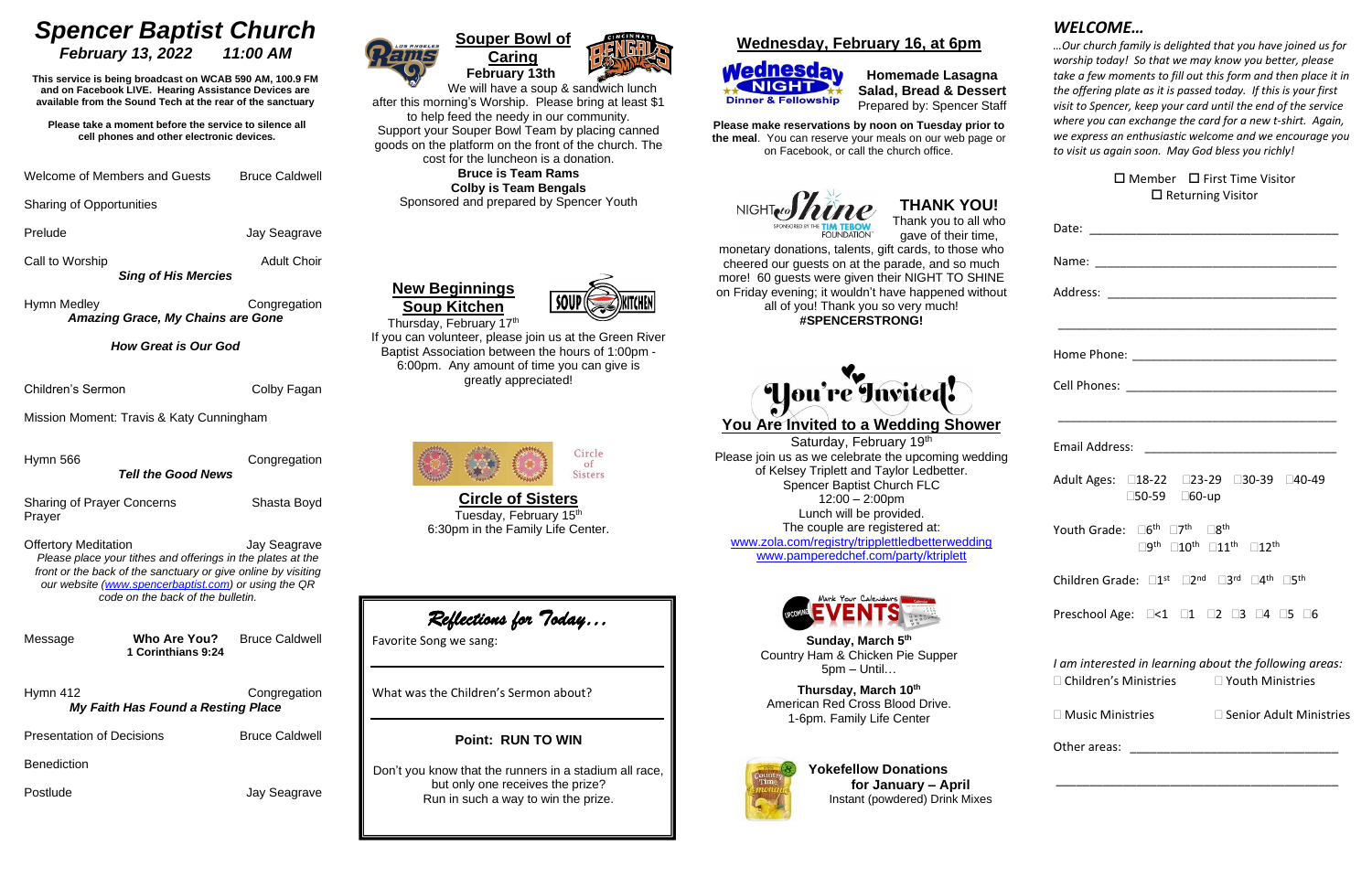# Spencer Baptist Church

***February 13, 2022 11:00 AM***

**This service is being broadcast on WCAB 590 AM, 100.9 FM and on Facebook LIVE. Hearing Assistance Devices are available from the Sound Tech at the rear of the sanctuary**

**Please take a moment before the service to silence all cell phones and other electronic devices.**

Welcome of Members and Guests — Bruce Caldwell

Sharing of Opportunities

Prelude — Jay Seagrave

Call to Worship — Adult Choir
***Sing of His Mercies***

Hymn Medley — Congregation
***Amazing Grace, My Chains are Gone***

***How Great is Our God***

Children's Sermon — Colby Fagan

Mission Moment: Travis & Katy Cunningham

Hymn 566 — Congregation
***Tell the Good News***

Sharing of Prayer Concerns — Shasta Boyd
Prayer

Offertory Meditation — Jay Seagrave
*Please place your tithes and offerings in the plates at the front or the back of the sanctuary or give online by visiting our website (www.spencerbaptist.com) or using the QR code on the back of the bulletin.*

Message — **Who Are You?** **1 Corinthians 9:24** — Bruce Caldwell

Hymn 412 — Congregation
***My Faith Has Found a Resting Place***

Presentation of Decisions — Bruce Caldwell

Benediction

Postlude — Jay Seagrave

## Souper Bowl of Caring

**February 13th**

We will have a soup & sandwich lunch after this morning's Worship. Please bring at least $1 to help feed the needy in our community. Support your Souper Bowl Team by placing canned goods on the platform on the front of the church. The cost for the luncheon is a donation.

**Bruce is Team Rams**
**Colby is Team Bengals**

Sponsored and prepared by Spencer Youth

## New Beginnings Soup Kitchen

Thursday, February 17th

If you can volunteer, please join us at the Green River Baptist Association between the hours of 1:00pm - 6:00pm. Any amount of time you can give is greatly appreciated!

## Circle of Sisters

Tuesday, February 15th
6:30pm in the Family Life Center.

## *Reflections for Today…*

Favorite Song we sang:

______________________________

What was the Children's Sermon about?

______________________________

**Point: RUN TO WIN**

Don't you know that the runners in a stadium all race, but only one receives the prize?
Run in such a way to win the prize.

## Wednesday, February 16, at 6pm

**Homemade Lasagna**
**Salad, Bread & Dessert**
Prepared by: Spencer Staff

**Please make reservations by noon on Tuesday prior to the meal**. You can reserve your meals on our web page or on Facebook, or call the church office.

## THANK YOU!

Thank you to all who gave of their time, monetary donations, talents, gift cards, to those who cheered our guests on at the parade, and so much more! 60 guests were given their NIGHT TO SHINE on Friday evening; it wouldn't have happened without all of you! Thank you so very much!

**#SPENCERSTRONG!**

## You Are Invited to a Wedding Shower

Saturday, February 19th

Please join us as we celebrate the upcoming wedding of Kelsey Triplett and Taylor Ledbetter.
Spencer Baptist Church FLC
12:00 – 2:00pm
Lunch will be provided.
The couple are registered at:
www.zola.com/registry/triplettledbetterwedding
www.pamperedchef.com/party/ktriplett

**Sunday, March 5th**
Country Ham & Chicken Pie Supper
5pm – Until…

**Thursday, March 10th**
American Red Cross Blood Drive.
1-6pm. Family Life Center

**Yokefellow Donations for January – April**
Instant (powdered) Drink Mixes

## *WELCOME…*

*…Our church family is delighted that you have joined us for worship today! So that we may know you better, please take a few moments to fill out this form and then place it in the offering plate as it is passed today. If this is your first visit to Spencer, keep your card until the end of the service where you can exchange the card for a new t-shirt. Again, we express an enthusiastic welcome and we encourage you to visit us again soon. May God bless you richly!*

☐ Member ☐ First Time Visitor
☐ Returning Visitor

Date: ______________________________

Name: ______________________________

Address: ______________________________

______________________________

Home Phone: ______________________________

Cell Phones: ______________________________

______________________________

Email Address: ______________________________

Adult Ages: ☐18-22 ☐23-29 ☐30-39 ☐40-49 ☐50-59 ☐60-up

Youth Grade: ☐6th ☐7th ☐8th ☐9th ☐10th ☐11th ☐12th

Children Grade: ☐1st ☐2nd ☐3rd ☐4th ☐5th

Preschool Age: ☐<1 ☐1 ☐2 ☐3 ☐4 ☐5 ☐6

*I am interested in learning about the following areas:*

☐ Children's Ministries ☐ Youth Ministries

☐ Music Ministries ☐ Senior Adult Ministries

Other areas: ______________________________

______________________________